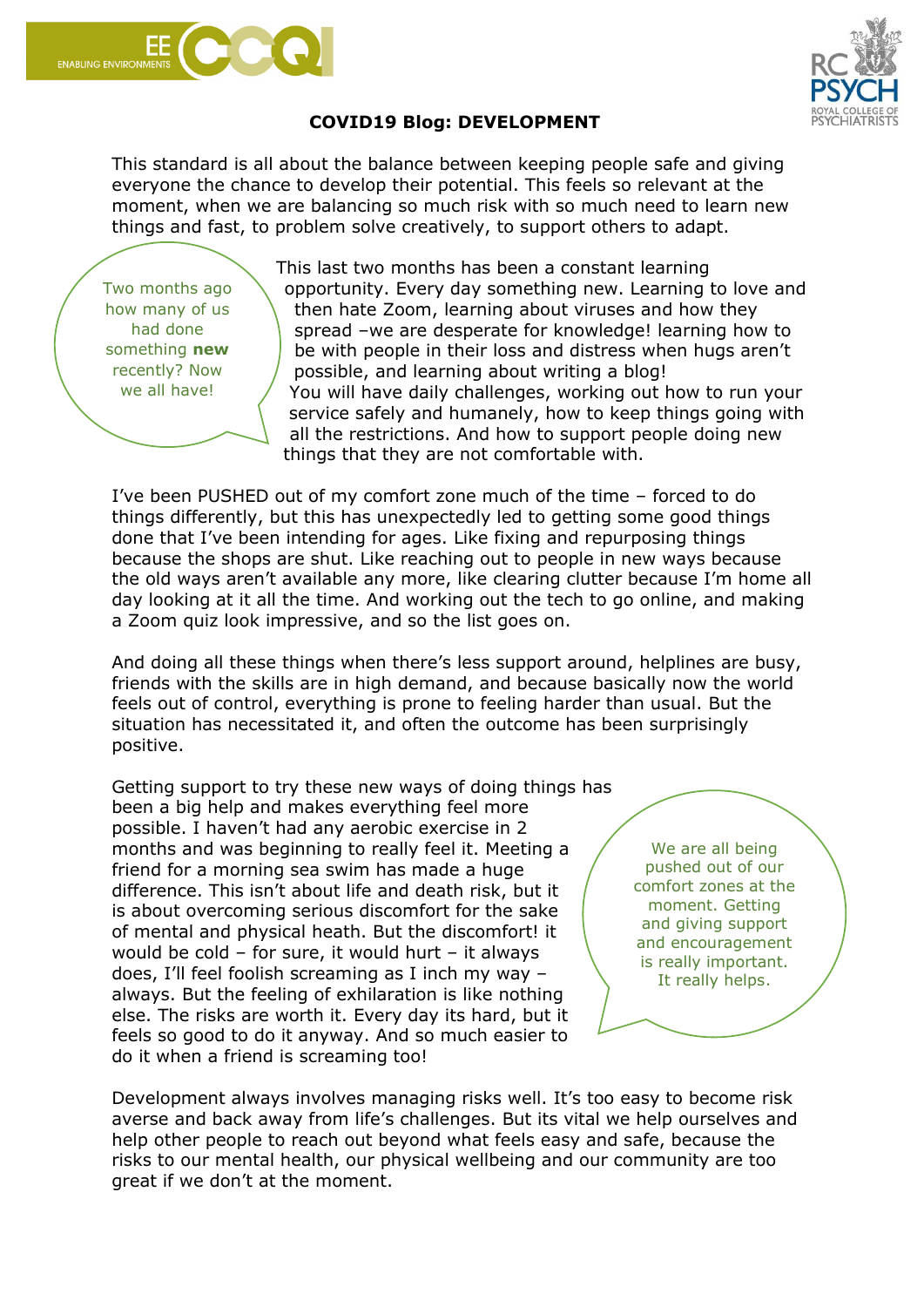# COVID19 Blog: DEVELOPMENT

This standard is all about the balance between keeping people safe and giving everyone the chance to develop their potential. This feels so relevant at the moment, when we are balancing so much risk with so much need to learn new things and fast, to problem solve creatively, to support others to adapt.

> Two months ago how many of us had done something **new** recently? Now we all have!

This last two months has been a constant learning opportunity. Every day something new. Learning to love and then hate Zoom, learning about viruses and how they spread –we are desperate for knowledge! learning how to be with people in their loss and distress when hugs aren't possible, and learning about writing a blog!
You will have daily challenges, working out how to run your service safely and humanely, how to keep things going with all the restrictions. And how to support people doing new things that they are not comfortable with.

I've been PUSHED out of my comfort zone much of the time – forced to do things differently, but this has unexpectedly led to getting some good things done that I've been intending for ages. Like fixing and repurposing things because the shops are shut. Like reaching out to people in new ways because the old ways aren't available any more, like clearing clutter because I'm home all day looking at it all the time. And working out the tech to go online, and making a Zoom quiz look impressive, and so the list goes on.

And doing all these things when there's less support around, helplines are busy, friends with the skills are in high demand, and because basically now the world feels out of control, everything is prone to feeling harder than usual. But the situation has necessitated it, and often the outcome has been surprisingly positive.

Getting support to try these new ways of doing things has been a big help and makes everything feel more possible. I haven't had any aerobic exercise in 2 months and was beginning to really feel it. Meeting a friend for a morning sea swim has made a huge difference. This isn't about life and death risk, but it is about overcoming serious discomfort for the sake of mental and physical heath. But the discomfort! it would be cold – for sure, it would hurt – it always does, I'll feel foolish screaming as I inch my way – always. But the feeling of exhilaration is like nothing else. The risks are worth it. Every day its hard, but it feels so good to do it anyway. And so much easier to do it when a friend is screaming too!

> We are all being pushed out of our comfort zones at the moment. Getting and giving support and encouragement is really important. It really helps.

Development always involves managing risks well. It's too easy to become risk averse and back away from life's challenges. But its vital we help ourselves and help other people to reach out beyond what feels easy and safe, because the risks to our mental health, our physical wellbeing and our community are too great if we don't at the moment.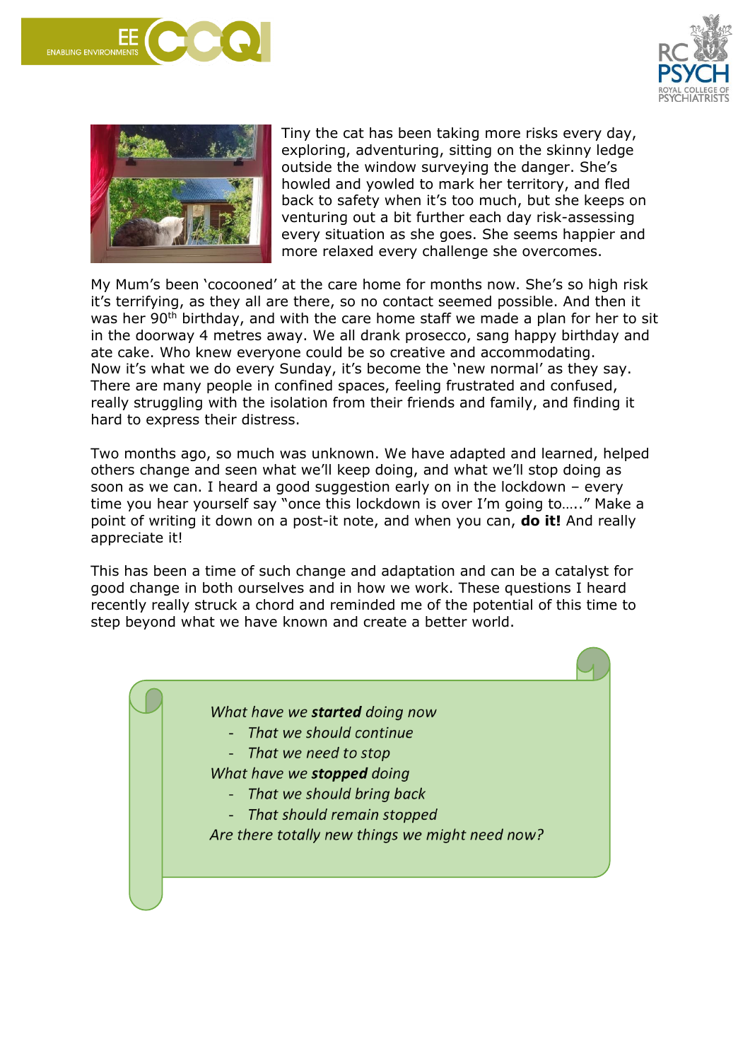Tiny the cat has been taking more risks every day, exploring, adventuring, sitting on the skinny ledge outside the window surveying the danger. She's howled and yowled to mark her territory, and fled back to safety when it's too much, but she keeps on venturing out a bit further each day risk-assessing every situation as she goes. She seems happier and more relaxed every challenge she overcomes.

My Mum's been 'cocooned' at the care home for months now. She's so high risk it's terrifying, as they all are there, so no contact seemed possible. And then it was her 90th birthday, and with the care home staff we made a plan for her to sit in the doorway 4 metres away. We all drank prosecco, sang happy birthday and ate cake. Who knew everyone could be so creative and accommodating. Now it's what we do every Sunday, it's become the 'new normal' as they say. There are many people in confined spaces, feeling frustrated and confused, really struggling with the isolation from their friends and family, and finding it hard to express their distress.

Two months ago, so much was unknown. We have adapted and learned, helped others change and seen what we'll keep doing, and what we'll stop doing as soon as we can. I heard a good suggestion early on in the lockdown – every time you hear yourself say "once this lockdown is over I'm going to….." Make a point of writing it down on a post-it note, and when you can, **do it!** And really appreciate it!

This has been a time of such change and adaptation and can be a catalyst for good change in both ourselves and in how we work. These questions I heard recently really struck a chord and reminded me of the potential of this time to step beyond what we have known and create a better world.

*What have we **started** doing now*
- *That we should continue*
- *That we need to stop*

*What have we **stopped** doing*
- *That we should bring back*
- *That should remain stopped*

*Are there totally new things we might need now?*